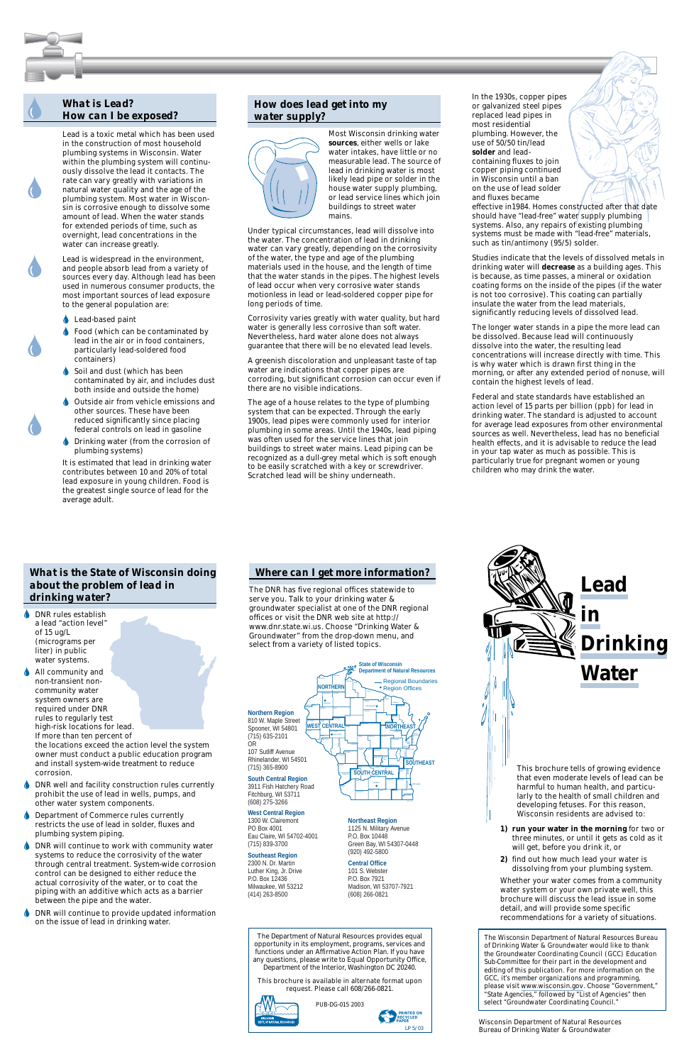## What is Lead? How can I be exposed?

Lead is a toxic metal which has been used in the construction of most household plumbing systems in Wisconsin. Water within the plumbing system will continuously dissolve the lead it contacts. The rate can vary greatly with variations in natural water quality and the age of the plumbing system. Most water in Wisconsin is corrosive enough to dissolve some amount of lead. When the water stands for extended periods of time, such as overnight, lead concentrations in the water can increase greatly.

Lead is widespread in the environment, and people absorb lead from a variety of sources every day. Although lead has been used in numerous consumer products, the most important sources of lead exposure to the general population are:

- Lead-based paint
- Food (which can be contaminated by lead in the air or in food containers, particularly lead-soldered food containers)
- Soil and dust (which has been contaminated by air, and includes dust both inside and outside the home)
- Outside air from vehicle emissions and other sources. These have been reduced significantly since placing federal controls on lead in gasoline
- Drinking water (from the corrosion of plumbing systems)

It is estimated that lead in drinking water contributes between 10 and 20% of total lead exposure in young children. Food is the greatest single source of lead for the average adult.

## How does lead get into my water supply?

Most Wisconsin drinking water **sources**, either wells or lake water intakes, have little or no measurable lead. The source of lead in drinking water is most likely lead pipe or solder in the house water supply plumbing, or lead service lines which join buildings to street water mains.

Under typical circumstances, lead will dissolve into the water. The concentration of lead in drinking water can vary greatly, depending on the corrosivity of the water, the type and age of the plumbing materials used in the house, and the length of time that the water stands in the pipes. The highest levels of lead occur when very corrosive water stands motionless in lead or lead-soldered copper pipe for long periods of time.

Corrosivity varies greatly with water quality, but hard water is generally less corrosive than soft water. Nevertheless, hard water alone does not always guarantee that there will be no elevated lead levels.

A greenish discoloration and unpleasant taste of tap water are indications that copper pipes are corroding, but significant corrosion can occur even if there are no visible indications.

The age of a house relates to the type of plumbing system that can be expected. Through the early 1900s, lead pipes were commonly used for interior plumbing in some areas. Until the 1940s, lead piping was often used for the service lines that join buildings to street water mains. Lead piping can be recognized as a dull-grey metal which is soft enough to be easily scratched with a key or screwdriver. Scratched lead will be shiny underneath.

In the 1930s, copper pipes or galvanized steel pipes replaced lead pipes in most residential plumbing. However, the use of 50/50 tin/lead **solder** and lead-containing fluxes to join copper piping continued in Wisconsin until a ban on the use of lead solder and fluxes became effective in1984. Homes constructed after that date should have "lead-free" water supply plumbing systems. Also, any repairs of existing plumbing systems must be made with "lead-free" materials, such as tin/antimony (95/5) solder.

Studies indicate that the levels of dissolved metals in drinking water will **decrease** as a building ages. This is because, as time passes, a mineral or oxidation coating forms on the inside of the pipes (if the water is not too corrosive). This coating can partially insulate the water from the lead materials, significantly reducing levels of dissolved lead.

The longer water stands in a pipe the more lead can be dissolved. Because lead will continuously dissolve into the water, the resulting lead concentrations will increase directly with time. This is why water which is drawn first thing in the morning, or after any extended period of nonuse, will contain the highest levels of lead.

Federal and state standards have established an action level of 15 parts per billion (ppb) for lead in drinking water. The standard is adjusted to account for average lead exposures from other environmental sources as well. Nevertheless, lead has no beneficial health effects, and it is advisable to reduce the lead in your tap water as much as possible. This is particularly true for pregnant women or young children who may drink the water.

## What is the State of Wisconsin doing about the problem of lead in drinking water?

- DNR rules establish a lead "action level" of 15 ug/L (micrograms per liter) in public water systems.
- All community and non-transient non-community water system owners are required under DNR rules to regularly test high-risk locations for lead. If more than ten percent of the locations exceed the action level the system owner must conduct a public education program and install system-wide treatment to reduce corrosion.
- DNR well and facility construction rules currently prohibit the use of lead in wells, pumps, and other water system components.
- Department of Commerce rules currently restricts the use of lead in solder, fluxes and plumbing system piping.
- DNR will continue to work with community water systems to reduce the corrosivity of the water through central treatment. System-wide corrosion control can be designed to either reduce the actual corrosivity of the water, or to coat the piping with an additive which acts as a barrier between the pipe and the water.
- DNR will continue to provide updated information on the issue of lead in drinking water.

## Where can I get more information?

The DNR has five regional offices statewide to serve you. Talk to your drinking water & groundwater specialist at one of the DNR regional offices or visit the DNR web site at http://www.dnr.state.wi.us. Choose "Drinking Water & Groundwater" from the drop-down menu, and select from a variety of listed topics.

State of Wisconsin Department of Natural Resources — Regional Boundaries; Region Offices (Northern, West Central, Northeast, South Central, Southeast)

**Northern Region**
810 W. Maple Street
Spooner, WI 54801
(715) 635-2101
OR
107 Sutliff Avenue
Rhinelander, WI 54501
(715) 365-8900

**South Central Region**
3911 Fish Hatchery Road
Fitchburg, WI 53711
(608) 275-3266

**West Central Region**
1300 W. Clairemont
PO Box 4001
Eau Claire, WI 54702-4001
(715) 839-3700

**Southeast Region**
2300 N. Dr. Martin Luther King, Jr. Drive
P.O. Box 12436
Milwaukee, WI 53212
(414) 263-8500

**Northeast Region**
1125 N. Military Avenue
P.O. Box 10448
Green Bay, WI 54307-0448
(920) 492-5800

**Central Office**
101 S. Webster
P.O. Box 7921
Madison, WI 53707-7921
(608) 266-0821

The Department of Natural Resources provides equal opportunity in its employment, programs, services and functions under an Affirmative Action Plan. If you have any questions, please write to Equal Opportunity Office, Department of the Interior, Washington DC 20240.

This brochure is available in alternate format upon request. Please call 608/266-0821.

PUB-DG-015 2003

PRINTED ON RECYCLED PAPER

LP 5/03

# Lead in Drinking Water

This brochure tells of growing evidence that even moderate levels of lead can be harmful to human health, and particularly to the health of small children and developing fetuses. For this reason, Wisconsin residents are advised to:

1) **run your water in the morning** for two or three minutes, or until it gets as cold as it will get, before you drink it, or
2) find out how much lead your water is dissolving from your plumbing system.

Whether your water comes from a community water system or your own private well, this brochure will discuss the lead issue in some detail, and will provide some specific recommendations for a variety of situations.

The Wisconsin Department of Natural Resources Bureau of Drinking Water & Groundwater would like to thank the Groundwater Coordinating Council (GCC) Education Sub-Committee for their part in the development and editing of this publication. For more information on the GCC, it's member organizations and programming, please visit www.wisconsin.gov. Choose "Government," "State Agencies," followed by "List of Agencies" then select "Groundwater Coordinating Council."

Wisconsin Department of Natural Resources
Bureau of Drinking Water & Groundwater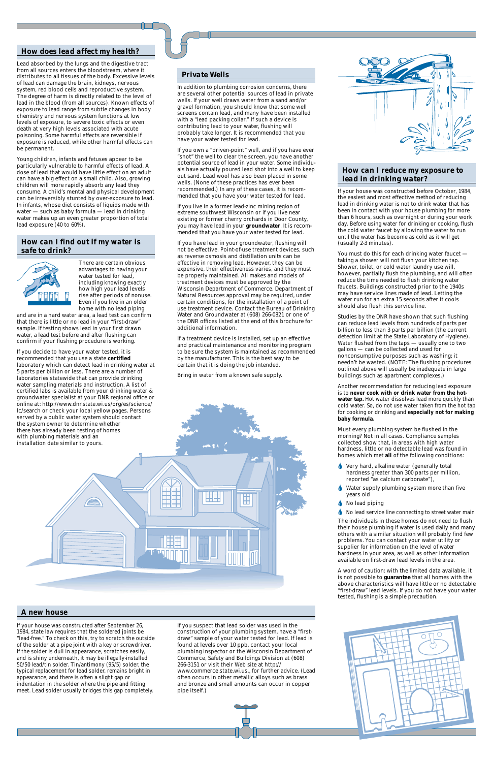## How does lead affect my health?

Lead absorbed by the lungs and the digestive tract from all sources enters the bloodstream, where it distributes to all tissues of the body. Excessive levels of lead can damage the brain, kidneys, nervous system, red blood cells and reproductive system. The degree of harm is directly related to the level of lead in the blood (from all sources). Known effects of exposure to lead range from subtle changes in body chemistry and nervous system functions at low levels of exposure, to severe toxic effects or even death at very high levels associated with acute poisoning. Some harmful effects are reversible if exposure is reduced, while other harmful effects can be permanent.

Young children, infants and fetuses appear to be particularly vulnerable to harmful effects of lead. A dose of lead that would have little effect on an adult can have a big effect on a small child. Also, growing children will more rapidly absorb any lead they consume. A child's mental and physical development can be irreversibly stunted by over-exposure to lead. In infants, whose diet consists of liquids made with water — such as baby formula — lead in drinking water makes up an even greater proportion of total lead exposure (40 to 60%).

## How can I find out if my water is safe to drink?

There are certain obvious advantages to having your water tested for lead, including knowing exactly how high your lead levels rise after periods of nonuse. Even if you live in an older home with no lead piping and are in a hard water area, a lead test can confirm that there is little or no lead in your "first-draw" sample. If testing shows lead in your first drawn water, a lead test before and after flushing can confirm if your flushing procedure is working.

If you decide to have your water tested, it is recommended that you use a state **certified** laboratory which can detect lead in drinking water at 5 parts per billion or less. There are a number of laboratories statewide that can provide drinking water sampling materials and instruction. A list of certified labs is available from your drinking water & groundwater specialist at your DNR regional office or online at: http://www.dnr.state.wi.us/org/es/science/lc/search or check your local yellow pages. Persons served by a public water system should contact the system owner to determine whether there has already been testing of homes with plumbing materials and an installation date similar to yours.

## Private Wells

In addition to plumbing corrosion concerns, there are several other potential sources of lead in private wells. If your well draws water from a sand and/or gravel formation, you should know that some well screens contain lead, and many have been installed with a "lead packing collar." If such a device is contributing lead to your water, flushing will probably take longer. It is recommended that you have your water tested for lead.

If you own a "driven-point" well, and if you have ever "shot" the well to clear the screen, you have another potential source of lead in your water. Some individuals have actually poured lead shot into a well to keep out sand. Lead wool has also been placed in some wells. (None of these practices has ever been recommended.) In any of these cases, it is recommended that you have your water tested for lead.

If you live in a former lead-zinc mining region of extreme southwest Wisconsin or if you live near existing or former cherry orchards in Door County, you may have lead in your **groundwater**. It is recommended that you have your water tested for lead.

If you have lead in your groundwater, flushing will not be effective. Point-of-use treatment devices, such as reverse osmosis and distillation units can be effective in removing lead. However, they can be expensive, their effectiveness varies, and they must be properly maintained. All makes and models of treatment devices must be approved by the Wisconsin Department of Commerce. Department of Natural Resources approval may be required, under certain conditions, for the installation of a point of use treatment device. Contact the Bureau of Drinking Water and Groundwater at (608) 266-0821 or one of the DNR offices listed at the end of this brochure for additional information.

If a treatment device is installed, set up an effective and practical maintenance and monitoring program to be sure the system is maintained as recommended by the manufacturer. This is the best way to be certain that it is doing the job intended.

Bring in water from a known safe supply.

## How can I reduce my exposure to lead in drinking water?

If your house was constructed before October, 1984, the easiest and most effective method of reducing lead in drinking water is not to drink water that has been in contact with your house plumbing for more than 6 hours, such as overnight or during your work day. Before using water for drinking or cooking, flush the cold water faucet by allowing the water to run until the water has become as cold as it will get (usually 2-3 minutes).

You must do this for each drinking water faucet — taking a shower will not flush your kitchen tap. Shower, toilet, or cold water laundry use will, however, partially flush the plumbing, and will often reduce the time needed to flush drinking water faucets. Buildings constructed prior to the 1940s may have service lines made of lead. Letting the water run for an extra 15 seconds after it cools should also flush this service line.

Studies by the DNR have shown that such flushing can reduce lead levels from hundreds of parts per billion to less than 3 parts per billion (the current detection limit at the State Laboratory of Hygiene). Water flushed from the taps — usually one to two gallons — can be collected and used for nonconsumptive purposes such as washing; it needn't be wasted. (NOTE: The flushing procedures outlined above will usually be inadequate in large buildings such as apartment complexes.)

Another recommendation for reducing lead exposure is to **never cook with or drink water from the hot-water tap.** Hot water dissolves lead more quickly than cold water. So, do not use water taken from the hot tap for cooking or drinking and **especially not for making baby formula.**

Must every plumbing system be flushed in the morning? Not in all cases. Compliance samples collected show that, in areas with high water hardness, little or no detectable lead was found in homes which met **all** of the following conditions:

- Very hard, alkaline water (generally total hardness greater than 300 parts per million, reported "as calcium carbonate"),
- Water supply plumbing system more than five years old
- No lead piping
- No lead service line connecting to street water main

The individuals in these homes do not need to flush their house plumbing if water is used daily and many others with a similar situation will probably find few problems. You can contact your water utility or supplier for information on the level of water hardness in your area, as well as other information available on first-draw lead levels in the area.

A word of caution: with the limited data available, it is not possible to **guarantee** that all homes with the above characteristics will have little or no detectable "first-draw" lead levels. If you do not have your water tested, flushing is a simple precaution.

## A new house

If your house was constructed after September 26, 1984, state law requires that the soldered joints be "lead-free." To check on this, try to scratch the outside of the solder at a pipe joint with a key or screwdriver. If the solder is dull in appearance, scratches easily, and is shiny underneath, it may be illegally-installed 50/50 lead/tin solder. Tin/antimony (95/5) solder, the typical replacement for lead solder, remains bright in appearance, and there is often a slight gap or indentation in the solder where the pipe and fitting meet. Lead solder usually bridges this gap completely.

If you suspect that lead solder was used in the construction of your plumbing system, have a "first-draw" sample of your water tested for lead. If lead is found at levels over 10 ppb, contact your local plumbing inspector or the Wisconsin Department of Commerce, Safety and Buildings Division at (608) 266-3151 or visit their Web site at http://www.commerce.state.wi.us., for further advice. (Lead often occurs in other metallic alloys such as brass and bronze and small amounts can occur in copper pipe itself.)